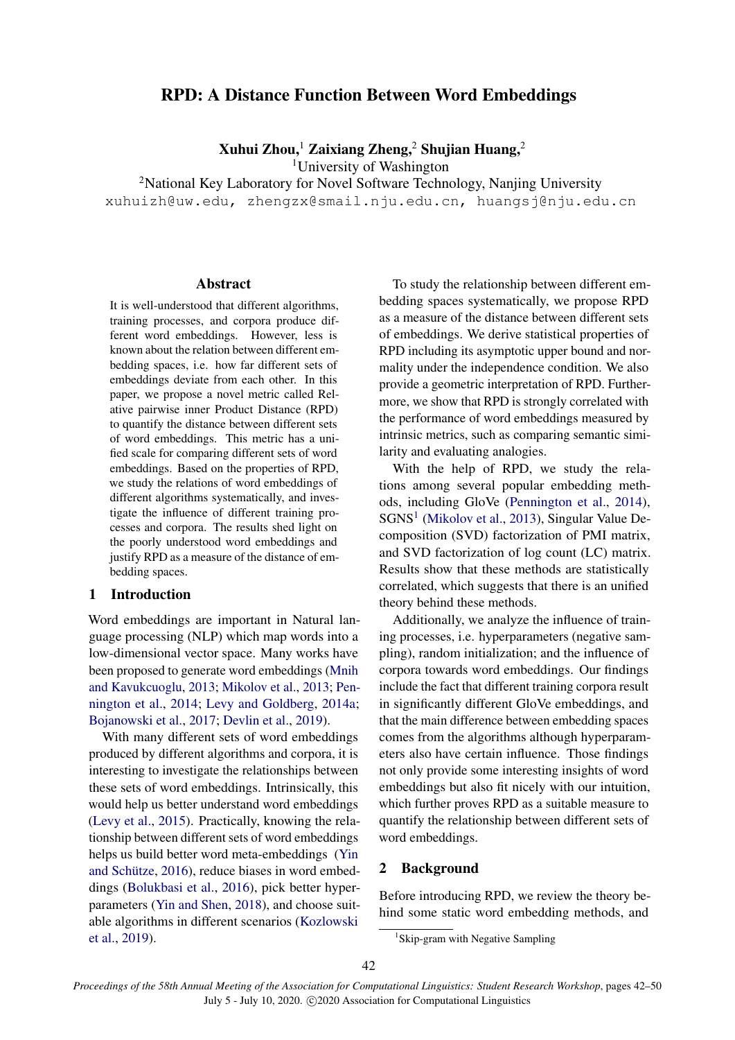# RPD: A Distance Function Between Word Embeddings

**Xuhui Zhou,**[1] **Zaixiang Zheng,**[2] **Shujian Huang,**[2]

[1]University of Washington

[2]National Key Laboratory for Novel Software Technology, Nanjing University

xuhuizh@uw.edu, zhengzx@smail.nju.edu.cn, huangsj@nju.edu.cn

## Abstract

It is well-understood that different algorithms, training processes, and corpora produce different word embeddings. However, less is known about the relation between different embedding spaces, i.e. how far different sets of embeddings deviate from each other. In this paper, we propose a novel metric called Relative pairwise inner Product Distance (RPD) to quantify the distance between different sets of word embeddings. This metric has a unified scale for comparing different sets of word embeddings. Based on the properties of RPD, we study the relations of word embeddings of different algorithms systematically, and investigate the influence of different training processes and corpora. The results shed light on the poorly understood word embeddings and justify RPD as a measure of the distance of embedding spaces.

## 1 Introduction

Word embeddings are important in Natural language processing (NLP) which map words into a low-dimensional vector space. Many works have been proposed to generate word embeddings (Mnih and Kavukcuoglu, 2013; Mikolov et al., 2013; Pennington et al., 2014; Levy and Goldberg, 2014a; Bojanowski et al., 2017; Devlin et al., 2019).

With many different sets of word embeddings produced by different algorithms and corpora, it is interesting to investigate the relationships between these sets of word embeddings. Intrinsically, this would help us better understand word embeddings (Levy et al., 2015). Practically, knowing the relationship between different sets of word embeddings helps us build better word meta-embeddings (Yin and Schütze, 2016), reduce biases in word embeddings (Bolukbasi et al., 2016), pick better hyper-parameters (Yin and Shen, 2018), and choose suitable algorithms in different scenarios (Kozlowski et al., 2019).

To study the relationship between different embedding spaces systematically, we propose RPD as a measure of the distance between different sets of embeddings. We derive statistical properties of RPD including its asymptotic upper bound and normality under the independence condition. We also provide a geometric interpretation of RPD. Furthermore, we show that RPD is strongly correlated with the performance of word embeddings measured by intrinsic metrics, such as comparing semantic similarity and evaluating analogies.

With the help of RPD, we study the relations among several popular embedding methods, including GloVe (Pennington et al., 2014), SGNS[1] (Mikolov et al., 2013), Singular Value Decomposition (SVD) factorization of PMI matrix, and SVD factorization of log count (LC) matrix. Results show that these methods are statistically correlated, which suggests that there is an unified theory behind these methods.

Additionally, we analyze the influence of training processes, i.e. hyperparameters (negative sampling), random initialization; and the influence of corpora towards word embeddings. Our findings include the fact that different training corpora result in significantly different GloVe embeddings, and that the main difference between embedding spaces comes from the algorithms although hyperparameters also have certain influence. Those findings not only provide some interesting insights of word embeddings but also fit nicely with our intuition, which further proves RPD as a suitable measure to quantify the relationship between different sets of word embeddings.

## 2 Background

Before introducing RPD, we review the theory behind some static word embedding methods, and

[1]Skip-gram with Negative Sampling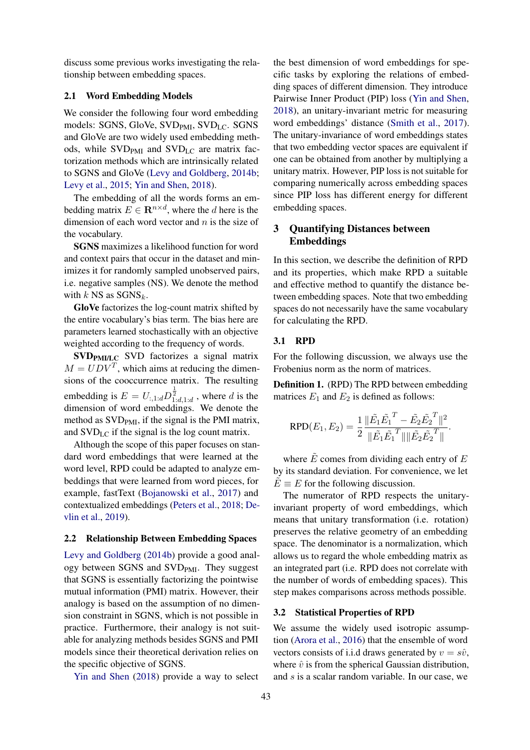discuss some previous works investigating the relationship between embedding spaces.

## 2.1 Word Embedding Models

We consider the following four word embedding models: SGNS, GloVe, $\text{SVD}_{\text{PMI}}$, $\text{SVD}_{\text{LC}}$. SGNS and GloVe are two widely used embedding methods, while $\text{SVD}_{\text{PMI}}$ and $\text{SVD}_{\text{LC}}$ are matrix factorization methods which are intrinsically related to SGNS and GloVe (Levy and Goldberg, 2014b; Levy et al., 2015; Yin and Shen, 2018).

The embedding of all the words forms an embedding matrix $E \in \mathbf{R}^{n \times d}$, where the $d$ here is the dimension of each word vector and $n$ is the size of the vocabulary.

**SGNS** maximizes a likelihood function for word and context pairs that occur in the dataset and minimizes it for randomly sampled unobserved pairs, i.e. negative samples (NS). We denote the method with $k$ NS as $\text{SGNS}_k$.

**GloVe** factorizes the log-count matrix shifted by the entire vocabulary's bias term. The bias here are parameters learned stochastically with an objective weighted according to the frequency of words.

**$\text{SVD}_{\text{PMI/LC}}$** SVD factorizes a signal matrix $M = UDV^T$, which aims at reducing the dimensions of the cooccurrence matrix. The resulting embedding is $E = U_{:,1:d}D^{\frac{1}{2}}_{1:d,1:d}$, where $d$ is the dimension of word embeddings. We denote the method as $\text{SVD}_{\text{PMI}}$, if the signal is the PMI matrix, and $\text{SVD}_{\text{LC}}$ if the signal is the log count matrix.

Although the scope of this paper focuses on standard word embeddings that were learned at the word level, RPD could be adapted to analyze embeddings that were learned from word pieces, for example, fastText (Bojanowski et al., 2017) and contextualized embeddings (Peters et al., 2018; Devlin et al., 2019).

## 2.2 Relationship Between Embedding Spaces

Levy and Goldberg (2014b) provide a good analogy between SGNS and $\text{SVD}_{\text{PMI}}$. They suggest that SGNS is essentially factorizing the pointwise mutual information (PMI) matrix. However, their analogy is based on the assumption of no dimension constraint in SGNS, which is not possible in practice. Furthermore, their analogy is not suitable for analyzing methods besides SGNS and PMI models since their theoretical derivation relies on the specific objective of SGNS.

Yin and Shen (2018) provide a way to select the best dimension of word embeddings for specific tasks by exploring the relations of embedding spaces of different dimension. They introduce Pairwise Inner Product (PIP) loss (Yin and Shen, 2018), an unitary-invariant metric for measuring word embeddings' distance (Smith et al., 2017). The unitary-invariance of word embeddings states that two embedding vector spaces are equivalent if one can be obtained from another by multiplying a unitary matrix. However, PIP loss is not suitable for comparing numerically across embedding spaces since PIP loss has different energy for different embedding spaces.

# 3 Quantifying Distances between Embeddings

In this section, we describe the definition of RPD and its properties, which make RPD a suitable and effective method to quantify the distance between embedding spaces. Note that two embedding spaces do not necessarily have the same vocabulary for calculating the RPD.

## 3.1 RPD

For the following discussion, we always use the Frobenius norm as the norm of matrices.

**Definition 1.** (RPD) The RPD between embedding matrices $E_1$ and $E_2$ is defined as follows:

$$\text{RPD}(E_1, E_2) = \frac{1}{2} \frac{\|\tilde{E}_1\tilde{E}_1^T - \tilde{E}_2\tilde{E}_2^T\|^2}{\|\tilde{E}_1\tilde{E}_1^T\|\|\tilde{E}_2\tilde{E}_2^T\|}.$$

where $\tilde{E}$ comes from dividing each entry of $E$ by its standard deviation. For convenience, we let $\tilde{E} \equiv E$ for the following discussion.

The numerator of RPD respects the unitary-invariant property of word embeddings, which means that unitary transformation (i.e. rotation) preserves the relative geometry of an embedding space. The denominator is a normalization, which allows us to regard the whole embedding matrix as an integrated part (i.e. RPD does not correlate with the number of words of embedding spaces). This step makes comparisons across methods possible.

## 3.2 Statistical Properties of RPD

We assume the widely used isotropic assumption (Arora et al., 2016) that the ensemble of word vectors consists of i.i.d draws generated by $v = s\hat{v}$, where $\hat{v}$ is from the spherical Gaussian distribution, and $s$ is a scalar random variable. In our case, we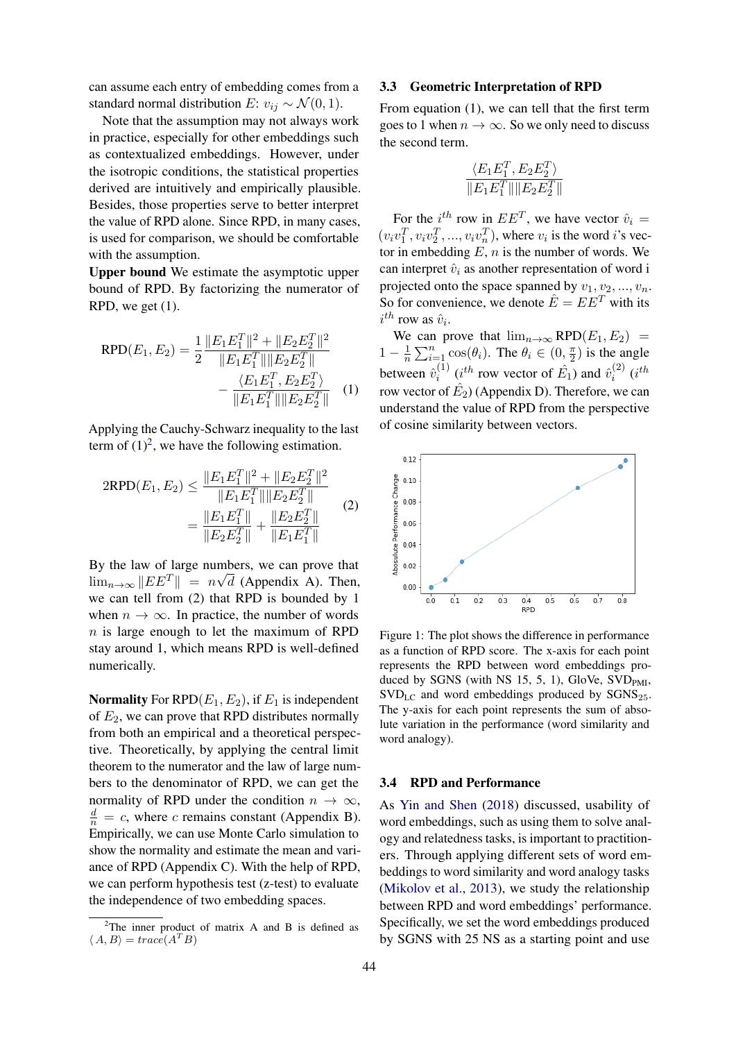can assume each entry of embedding comes from a standard normal distribution $E$: $v_{ij} \sim \mathcal{N}(0, 1)$.

Note that the assumption may not always work in practice, especially for other embeddings such as contextualized embeddings. However, under the isotropic conditions, the statistical properties derived are intuitively and empirically plausible. Besides, those properties serve to better interpret the value of RPD alone. Since RPD, in many cases, is used for comparison, we should be comfortable with the assumption.

**Upper bound** We estimate the asymptotic upper bound of RPD. By factorizing the numerator of RPD, we get (1).

$$\text{RPD}(E_1, E_2) = \frac{1}{2} \frac{\|E_1 E_1^T\|^2 + \|E_2 E_2^T\|^2}{\|E_1 E_1^T\| \|E_2 E_2^T\|} - \frac{\langle E_1 E_1^T, E_2 E_2^T \rangle}{\|E_1 E_1^T\| \|E_2 E_2^T\|} \quad (1)$$

Applying the Cauchy-Schwarz inequality to the last term of (1)[2], we have the following estimation.

$$\begin{aligned} 2\text{RPD}(E_1, E_2) &\leq \frac{\|E_1 E_1^T\|^2 + \|E_2 E_2^T\|^2}{\|E_1 E_1^T\| \|E_2 E_2^T\|} \\ &= \frac{\|E_1 E_1^T\|}{\|E_2 E_2^T\|} + \frac{\|E_2 E_2^T\|}{\|E_1 E_1^T\|} \end{aligned} \quad (2)$$

By the law of large numbers, we can prove that $\lim_{n\to\infty} \|EE^T\| = n\sqrt{d}$ (Appendix A). Then, we can tell from (2) that RPD is bounded by 1 when $n \to \infty$. In practice, the number of words $n$ is large enough to let the maximum of RPD stay around 1, which means RPD is well-defined numerically.

**Normality** For $\text{RPD}(E_1, E_2)$, if $E_1$ is independent of $E_2$, we can prove that RPD distributes normally from both an empirical and a theoretical perspective. Theoretically, by applying the central limit theorem to the numerator and the law of large numbers to the denominator of RPD, we can get the normality of RPD under the condition $n \to \infty$, $\frac{d}{n} = c$, where $c$ remains constant (Appendix B). Empirically, we can use Monte Carlo simulation to show the normality and estimate the mean and variance of RPD (Appendix C). With the help of RPD, we can perform hypothesis test (z-test) to evaluate the independence of two embedding spaces.

[2] The inner product of matrix A and B is defined as $\langle A, B \rangle = trace(A^T B)$

### 3.3 Geometric Interpretation of RPD

From equation (1), we can tell that the first term goes to 1 when $n \to \infty$. So we only need to discuss the second term.

$$\frac{\langle E_1 E_1^T, E_2 E_2^T \rangle}{\|E_1 E_1^T\| \|E_2 E_2^T\|}$$

For the $i^{th}$ row in $EE^T$, we have vector $\hat{v}_i = (v_i v_1^T, v_i v_2^T, ..., v_i v_n^T)$, where $v_i$ is the word $i$'s vector in embedding $E$, $n$ is the number of words. We can interpret $\hat{v}_i$ as another representation of word i projected onto the space spanned by $v_1, v_2, ..., v_n$. So for convenience, we denote $\hat{E} = EE^T$ with its $i^{th}$ row as $\hat{v}_i$.

We can prove that $\lim_{n\to\infty} \text{RPD}(E_1, E_2) = 1 - \frac{1}{n}\sum_{i=1}^{n} \cos(\theta_i)$. The $\theta_i \in (0, \frac{\pi}{2})$ is the angle between $\hat{v}_i^{(1)}$ ($i^{th}$ row vector of $\hat{E}_1$) and $\hat{v}_i^{(2)}$ ($i^{th}$ row vector of $\hat{E}_2$) (Appendix D). Therefore, we can understand the value of RPD from the perspective of cosine similarity between vectors.

Figure 1: The plot shows the difference in performance as a function of RPD score. The x-axis for each point represents the RPD between word embeddings produced by SGNS (with NS 15, 5, 1), GloVe, $\text{SVD}_{\text{PMI}}$, $\text{SVD}_{\text{LC}}$ and word embeddings produced by $\text{SGNS}_{25}$. The y-axis for each point represents the sum of absolute variation in the performance (word similarity and word analogy).

### 3.4 RPD and Performance

As Yin and Shen (2018) discussed, usability of word embeddings, such as using them to solve analogy and relatedness tasks, is important to practitioners. Through applying different sets of word embeddings to word similarity and word analogy tasks (Mikolov et al., 2013), we study the relationship between RPD and word embeddings' performance. Specifically, we set the word embeddings produced by SGNS with 25 NS as a starting point and use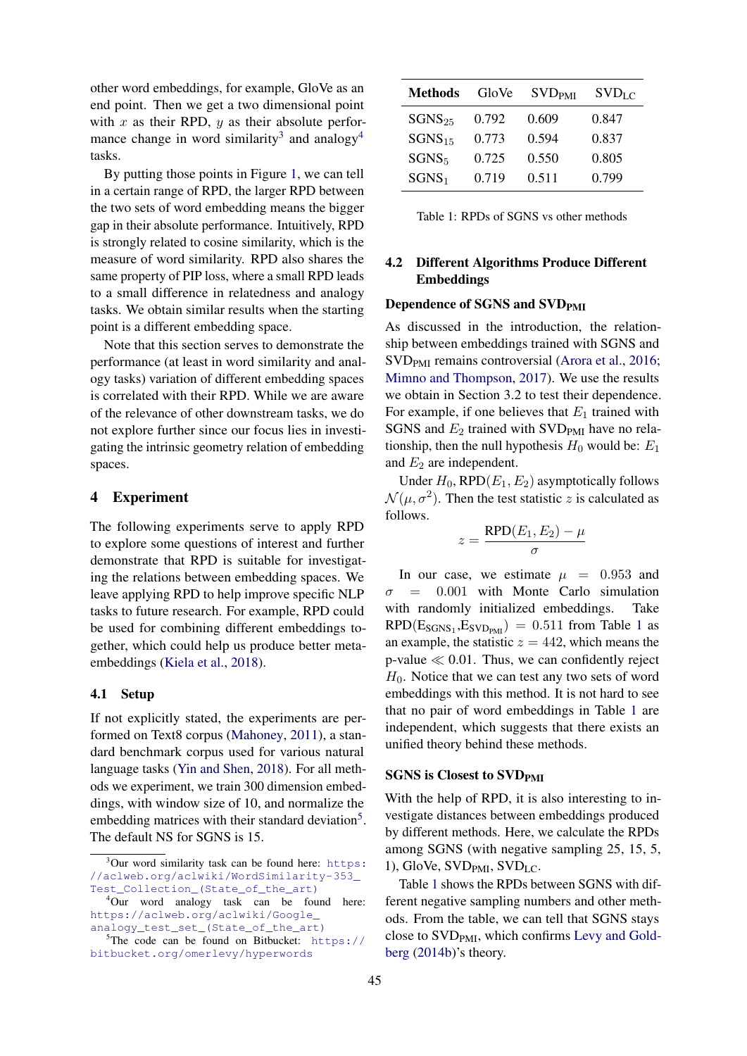other word embeddings, for example, GloVe as an end point. Then we get a two dimensional point with $x$ as their RPD, $y$ as their absolute performance change in word similarity[3] and analogy[4] tasks.

By putting those points in Figure 1, we can tell in a certain range of RPD, the larger RPD between the two sets of word embedding means the bigger gap in their absolute performance. Intuitively, RPD is strongly related to cosine similarity, which is the measure of word similarity. RPD also shares the same property of PIP loss, where a small RPD leads to a small difference in relatedness and analogy tasks. We obtain similar results when the starting point is a different embedding space.

Note that this section serves to demonstrate the performance (at least in word similarity and analogy tasks) variation of different embedding spaces is correlated with their RPD. While we are aware of the relevance of other downstream tasks, we do not explore further since our focus lies in investigating the intrinsic geometry relation of embedding spaces.

## 4 Experiment

The following experiments serve to apply RPD to explore some questions of interest and further demonstrate that RPD is suitable for investigating the relations between embedding spaces. We leave applying RPD to help improve specific NLP tasks to future research. For example, RPD could be used for combining different embeddings together, which could help us produce better meta-embeddings (Kiela et al., 2018).

### 4.1 Setup

If not explicitly stated, the experiments are performed on Text8 corpus (Mahoney, 2011), a standard benchmark corpus used for various natural language tasks (Yin and Shen, 2018). For all methods we experiment, we train 300 dimension embeddings, with window size of 10, and normalize the embedding matrices with their standard deviation[5]. The default NS for SGNS is 15.

[3] Our word similarity task can be found here: https://aclweb.org/aclwiki/WordSimilarity-353_Test_Collection_(State_of_the_art)

[4] Our word analogy task can be found here: https://aclweb.org/aclwiki/Google_analogy_test_set_(State_of_the_art)

[5] The code can be found on Bitbucket: https://bitbucket.org/omerlevy/hyperwords

| Methods | GloVe | $\text{SVD}_{\text{PMI}}$ | $\text{SVD}_{\text{LC}}$ |
|---|---|---|---|
| $\text{SGNS}_{25}$ | 0.792 | 0.609 | 0.847 |
| $\text{SGNS}_{15}$ | 0.773 | 0.594 | 0.837 |
| $\text{SGNS}_{5}$ | 0.725 | 0.550 | 0.805 |
| $\text{SGNS}_{1}$ | 0.719 | 0.511 | 0.799 |

Table 1: RPDs of SGNS vs other methods

### 4.2 Different Algorithms Produce Different Embeddings

**Dependence of SGNS and $\text{SVD}_{\text{PMI}}$**

As discussed in the introduction, the relationship between embeddings trained with SGNS and $\text{SVD}_{\text{PMI}}$ remains controversial (Arora et al., 2016; Mimno and Thompson, 2017). We use the results we obtain in Section 3.2 to test their dependence. For example, if one believes that $E_1$ trained with SGNS and $E_2$ trained with $\text{SVD}_{\text{PMI}}$ have no relationship, then the null hypothesis $H_0$ would be: $E_1$ and $E_2$ are independent.

Under $H_0$, $\text{RPD}(E_1, E_2)$ asymptotically follows $\mathcal{N}(\mu, \sigma^2)$. Then the test statistic $z$ is calculated as follows.

$$z = \frac{\text{RPD}(E_1, E_2) - \mu}{\sigma}$$

In our case, we estimate $\mu = 0.953$ and $\sigma = 0.001$ with Monte Carlo simulation with randomly initialized embeddings. Take $\text{RPD}(\text{E}_{\text{SGNS}_1}, \text{E}_{\text{SVD}_{\text{PMI}}}) = 0.511$ from Table 1 as an example, the statistic $z = 442$, which means the p-value $\ll 0.01$. Thus, we can confidently reject $H_0$. Notice that we can test any two sets of word embeddings with this method. It is not hard to see that no pair of word embeddings in Table 1 are independent, which suggests that there exists an unified theory behind these methods.

**SGNS is Closest to $\text{SVD}_{\text{PMI}}$**

With the help of RPD, it is also interesting to investigate distances between embeddings produced by different methods. Here, we calculate the RPDs among SGNS (with negative sampling 25, 15, 5, 1), GloVe, $\text{SVD}_{\text{PMI}}$, $\text{SVD}_{\text{LC}}$.

Table 1 shows the RPDs between SGNS with different negative sampling numbers and other methods. From the table, we can tell that SGNS stays close to $\text{SVD}_{\text{PMI}}$, which confirms Levy and Goldberg (2014b)'s theory.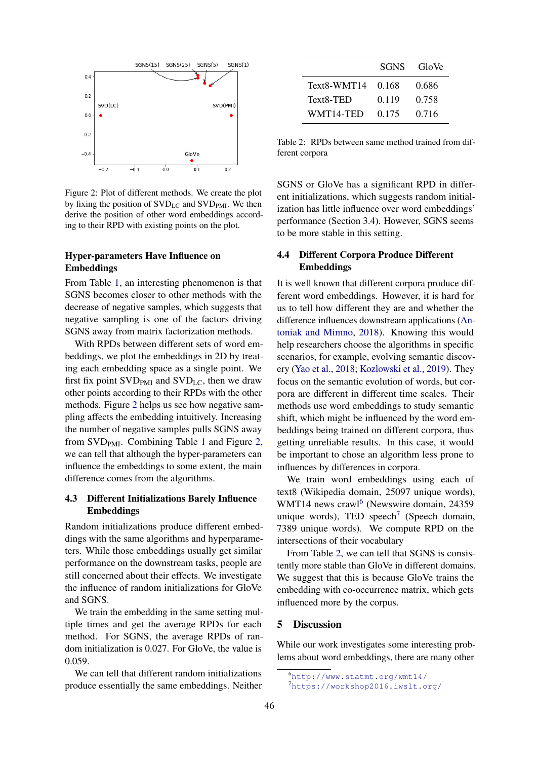Figure 2: Plot of different methods. We create the plot by fixing the position of $\mathrm{SVD}_{\mathrm{LC}}$ and $\mathrm{SVD}_{\mathrm{PMI}}$. We then derive the position of other word embeddings according to their RPD with existing points on the plot.

### Hyper-parameters Have Influence on Embeddings

From Table 1, an interesting phenomenon is that SGNS becomes closer to other methods with the decrease of negative samples, which suggests that negative sampling is one of the factors driving SGNS away from matrix factorization methods.

With RPDs between different sets of word embeddings, we plot the embeddings in 2D by treating each embedding space as a single point. We first fix point $\mathrm{SVD}_{\mathrm{PMI}}$ and $\mathrm{SVD}_{\mathrm{LC}}$, then we draw other points according to their RPDs with the other methods. Figure 2 helps us see how negative sampling affects the embedding intuitively. Increasing the number of negative samples pulls SGNS away from $\mathrm{SVD}_{\mathrm{PMI}}$. Combining Table 1 and Figure 2, we can tell that although the hyper-parameters can influence the embeddings to some extent, the main difference comes from the algorithms.

### 4.3 Different Initializations Barely Influence Embeddings

Random initializations produce different embeddings with the same algorithms and hyperparameters. While those embeddings usually get similar performance on the downstream tasks, people are still concerned about their effects. We investigate the influence of random initializations for GloVe and SGNS.

We train the embedding in the same setting multiple times and get the average RPDs for each method. For SGNS, the average RPDs of random initialization is 0.027. For GloVe, the value is 0.059.

We can tell that different random initializations produce essentially the same embeddings. Neither SGNS or GloVe has a significant RPD in different initializations, which suggests random initialization has little influence over word embeddings' performance (Section 3.4). However, SGNS seems to be more stable in this setting.

|  | SGNS | GloVe |
|---|---|---|
| Text8-WMT14 | 0.168 | 0.686 |
| Text8-TED | 0.119 | 0.758 |
| WMT14-TED | 0.175 | 0.716 |

Table 2: RPDs between same method trained from different corpora

### 4.4 Different Corpora Produce Different Embeddings

It is well known that different corpora produce different word embeddings. However, it is hard for us to tell how different they are and whether the difference influences downstream applications (Antoniak and Mimno, 2018). Knowing this would help researchers choose the algorithms in specific scenarios, for example, evolving semantic discovery (Yao et al., 2018; Kozlowski et al., 2019). They focus on the semantic evolution of words, but corpora are different in different time scales. Their methods use word embeddings to study semantic shift, which might be influenced by the word embeddings being trained on different corpora, thus getting unreliable results. In this case, it would be important to chose an algorithm less prone to influences by differences in corpora.

We train word embeddings using each of text8 (Wikipedia domain, 25097 unique words), WMT14 news crawl[6] (Newswire domain, 24359 unique words), TED speech[7] (Speech domain, 7389 unique words). We compute RPD on the intersections of their vocabulary

From Table 2, we can tell that SGNS is consistently more stable than GloVe in different domains. We suggest that this is because GloVe trains the embedding with co-occurrence matrix, which gets influenced more by the corpus.

## 5 Discussion

While our work investigates some interesting problems about word embeddings, there are many other

[6] http://www.statmt.org/wmt14/

[7] https://workshop2016.iwslt.org/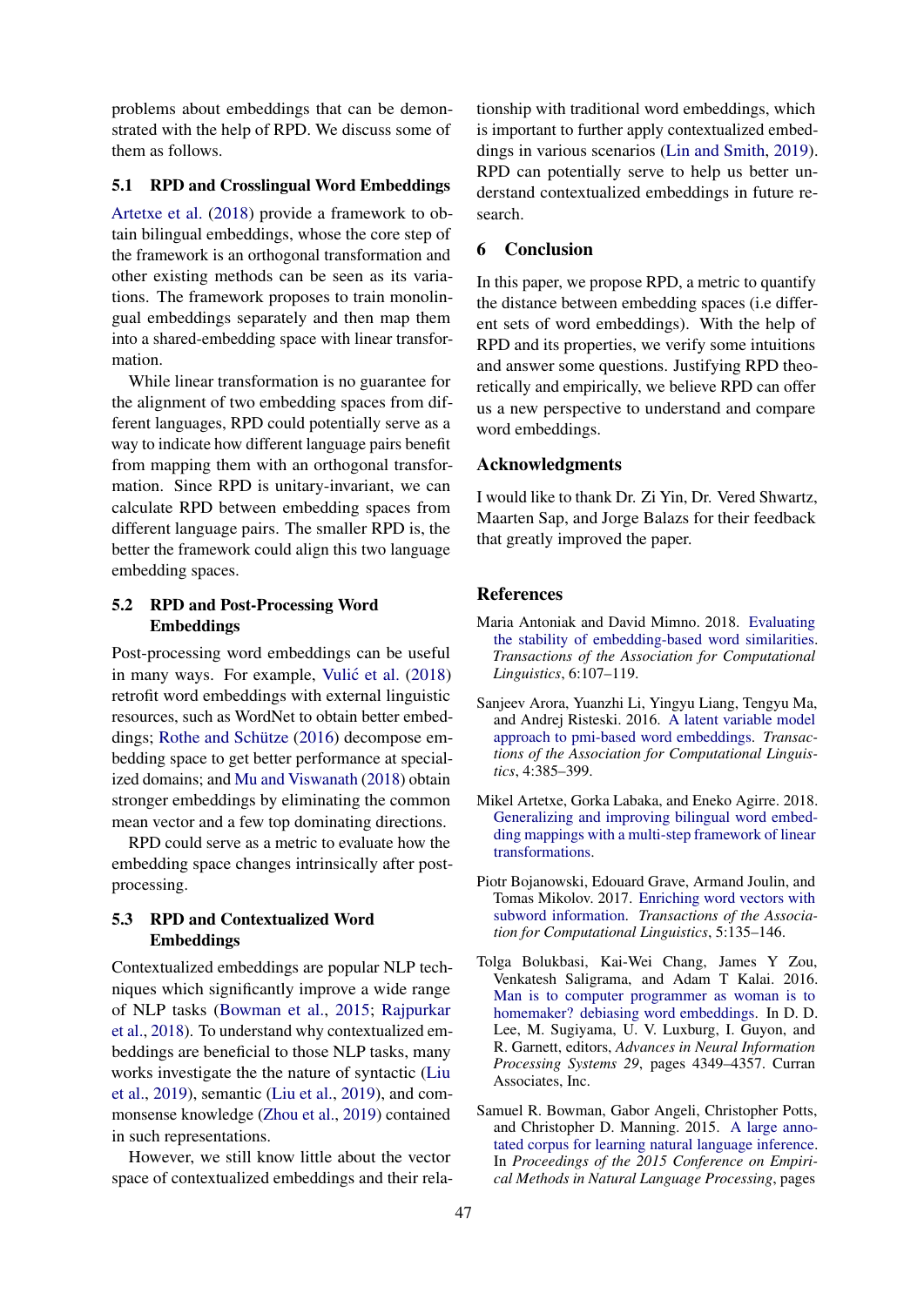problems about embeddings that can be demonstrated with the help of RPD. We discuss some of them as follows.

### 5.1 RPD and Crosslingual Word Embeddings

Artetxe et al. (2018) provide a framework to obtain bilingual embeddings, whose the core step of the framework is an orthogonal transformation and other existing methods can be seen as its variations. The framework proposes to train monolingual embeddings separately and then map them into a shared-embedding space with linear transformation.

While linear transformation is no guarantee for the alignment of two embedding spaces from different languages, RPD could potentially serve as a way to indicate how different language pairs benefit from mapping them with an orthogonal transformation. Since RPD is unitary-invariant, we can calculate RPD between embedding spaces from different language pairs. The smaller RPD is, the better the framework could align this two language embedding spaces.

### 5.2 RPD and Post-Processing Word Embeddings

Post-processing word embeddings can be useful in many ways. For example, Vulić et al. (2018) retrofit word embeddings with external linguistic resources, such as WordNet to obtain better embeddings; Rothe and Schütze (2016) decompose embedding space to get better performance at specialized domains; and Mu and Viswanath (2018) obtain stronger embeddings by eliminating the common mean vector and a few top dominating directions.

RPD could serve as a metric to evaluate how the embedding space changes intrinsically after post-processing.

### 5.3 RPD and Contextualized Word Embeddings

Contextualized embeddings are popular NLP techniques which significantly improve a wide range of NLP tasks (Bowman et al., 2015; Rajpurkar et al., 2018). To understand why contextualized embeddings are beneficial to those NLP tasks, many works investigate the the nature of syntactic (Liu et al., 2019), semantic (Liu et al., 2019), and commonsense knowledge (Zhou et al., 2019) contained in such representations.

However, we still know little about the vector space of contextualized embeddings and their relationship with traditional word embeddings, which is important to further apply contextualized embeddings in various scenarios (Lin and Smith, 2019). RPD can potentially serve to help us better understand contextualized embeddings in future research.

## 6 Conclusion

In this paper, we propose RPD, a metric to quantify the distance between embedding spaces (i.e different sets of word embeddings). With the help of RPD and its properties, we verify some intuitions and answer some questions. Justifying RPD theoretically and empirically, we believe RPD can offer us a new perspective to understand and compare word embeddings.

## Acknowledgments

I would like to thank Dr. Zi Yin, Dr. Vered Shwartz, Maarten Sap, and Jorge Balazs for their feedback that greatly improved the paper.

## References

Maria Antoniak and David Mimno. 2018. Evaluating the stability of embedding-based word similarities. *Transactions of the Association for Computational Linguistics*, 6:107–119.

Sanjeev Arora, Yuanzhi Li, Yingyu Liang, Tengyu Ma, and Andrej Risteski. 2016. A latent variable model approach to pmi-based word embeddings. *Transactions of the Association for Computational Linguistics*, 4:385–399.

Mikel Artetxe, Gorka Labaka, and Eneko Agirre. 2018. Generalizing and improving bilingual word embedding mappings with a multi-step framework of linear transformations.

Piotr Bojanowski, Edouard Grave, Armand Joulin, and Tomas Mikolov. 2017. Enriching word vectors with subword information. *Transactions of the Association for Computational Linguistics*, 5:135–146.

Tolga Bolukbasi, Kai-Wei Chang, James Y Zou, Venkatesh Saligrama, and Adam T Kalai. 2016. Man is to computer programmer as woman is to homemaker? debiasing word embeddings. In D. D. Lee, M. Sugiyama, U. V. Luxburg, I. Guyon, and R. Garnett, editors, *Advances in Neural Information Processing Systems 29*, pages 4349–4357. Curran Associates, Inc.

Samuel R. Bowman, Gabor Angeli, Christopher Potts, and Christopher D. Manning. 2015. A large annotated corpus for learning natural language inference. In *Proceedings of the 2015 Conference on Empirical Methods in Natural Language Processing*, pages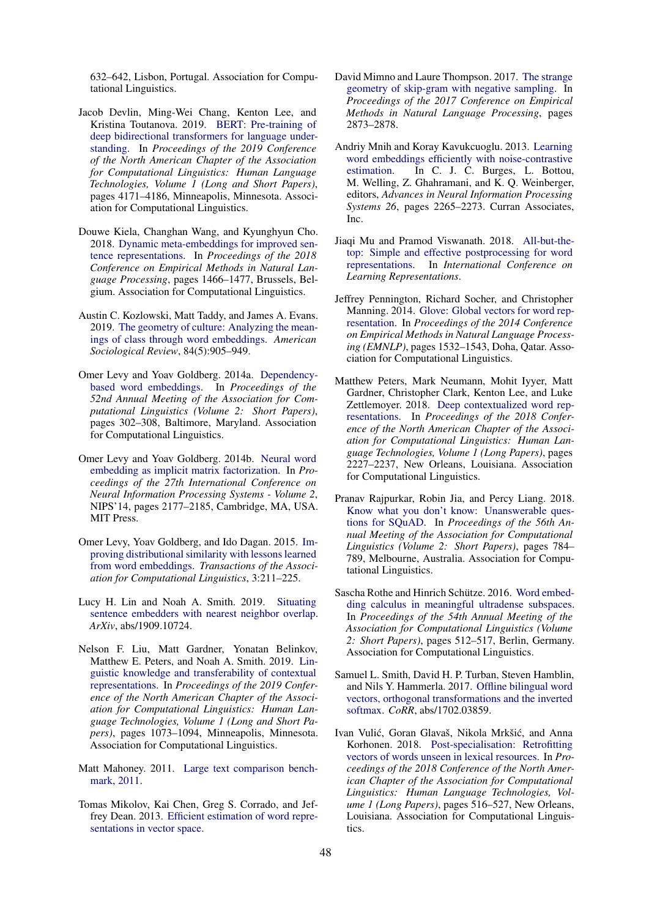632–642, Lisbon, Portugal. Association for Computational Linguistics.

Jacob Devlin, Ming-Wei Chang, Kenton Lee, and Kristina Toutanova. 2019. BERT: Pre-training of deep bidirectional transformers for language understanding. In *Proceedings of the 2019 Conference of the North American Chapter of the Association for Computational Linguistics: Human Language Technologies, Volume 1 (Long and Short Papers)*, pages 4171–4186, Minneapolis, Minnesota. Association for Computational Linguistics.

Douwe Kiela, Changhan Wang, and Kyunghyun Cho. 2018. Dynamic meta-embeddings for improved sentence representations. In *Proceedings of the 2018 Conference on Empirical Methods in Natural Language Processing*, pages 1466–1477, Brussels, Belgium. Association for Computational Linguistics.

Austin C. Kozlowski, Matt Taddy, and James A. Evans. 2019. The geometry of culture: Analyzing the meanings of class through word embeddings. *American Sociological Review*, 84(5):905–949.

Omer Levy and Yoav Goldberg. 2014a. Dependency-based word embeddings. In *Proceedings of the 52nd Annual Meeting of the Association for Computational Linguistics (Volume 2: Short Papers)*, pages 302–308, Baltimore, Maryland. Association for Computational Linguistics.

Omer Levy and Yoav Goldberg. 2014b. Neural word embedding as implicit matrix factorization. In *Proceedings of the 27th International Conference on Neural Information Processing Systems - Volume 2*, NIPS'14, pages 2177–2185, Cambridge, MA, USA. MIT Press.

Omer Levy, Yoav Goldberg, and Ido Dagan. 2015. Improving distributional similarity with lessons learned from word embeddings. *Transactions of the Association for Computational Linguistics*, 3:211–225.

Lucy H. Lin and Noah A. Smith. 2019. Situating sentence embedders with nearest neighbor overlap. *ArXiv*, abs/1909.10724.

Nelson F. Liu, Matt Gardner, Yonatan Belinkov, Matthew E. Peters, and Noah A. Smith. 2019. Linguistic knowledge and transferability of contextual representations. In *Proceedings of the 2019 Conference of the North American Chapter of the Association for Computational Linguistics: Human Language Technologies, Volume 1 (Long and Short Papers)*, pages 1073–1094, Minneapolis, Minnesota. Association for Computational Linguistics.

Matt Mahoney. 2011. Large text comparison benchmark, 2011.

Tomas Mikolov, Kai Chen, Greg S. Corrado, and Jeffrey Dean. 2013. Efficient estimation of word representations in vector space.

David Mimno and Laure Thompson. 2017. The strange geometry of skip-gram with negative sampling. In *Proceedings of the 2017 Conference on Empirical Methods in Natural Language Processing*, pages 2873–2878.

Andriy Mnih and Koray Kavukcuoglu. 2013. Learning word embeddings efficiently with noise-contrastive estimation. In C. J. C. Burges, L. Bottou, M. Welling, Z. Ghahramani, and K. Q. Weinberger, editors, *Advances in Neural Information Processing Systems 26*, pages 2265–2273. Curran Associates, Inc.

Jiaqi Mu and Pramod Viswanath. 2018. All-but-the-top: Simple and effective postprocessing for word representations. In *International Conference on Learning Representations*.

Jeffrey Pennington, Richard Socher, and Christopher Manning. 2014. Glove: Global vectors for word representation. In *Proceedings of the 2014 Conference on Empirical Methods in Natural Language Processing (EMNLP)*, pages 1532–1543, Doha, Qatar. Association for Computational Linguistics.

Matthew Peters, Mark Neumann, Mohit Iyyer, Matt Gardner, Christopher Clark, Kenton Lee, and Luke Zettlemoyer. 2018. Deep contextualized word representations. In *Proceedings of the 2018 Conference of the North American Chapter of the Association for Computational Linguistics: Human Language Technologies, Volume 1 (Long Papers)*, pages 2227–2237, New Orleans, Louisiana. Association for Computational Linguistics.

Pranav Rajpurkar, Robin Jia, and Percy Liang. 2018. Know what you don't know: Unanswerable questions for SQuAD. In *Proceedings of the 56th Annual Meeting of the Association for Computational Linguistics (Volume 2: Short Papers)*, pages 784–789, Melbourne, Australia. Association for Computational Linguistics.

Sascha Rothe and Hinrich Schütze. 2016. Word embedding calculus in meaningful ultradense subspaces. In *Proceedings of the 54th Annual Meeting of the Association for Computational Linguistics (Volume 2: Short Papers)*, pages 512–517, Berlin, Germany. Association for Computational Linguistics.

Samuel L. Smith, David H. P. Turban, Steven Hamblin, and Nils Y. Hammerla. 2017. Offline bilingual word vectors, orthogonal transformations and the inverted softmax. *CoRR*, abs/1702.03859.

Ivan Vulić, Goran Glavaš, Nikola Mrkšić, and Anna Korhonen. 2018. Post-specialisation: Retrofitting vectors of words unseen in lexical resources. In *Proceedings of the 2018 Conference of the North American Chapter of the Association for Computational Linguistics: Human Language Technologies, Volume 1 (Long Papers)*, pages 516–527, New Orleans, Louisiana. Association for Computational Linguistics.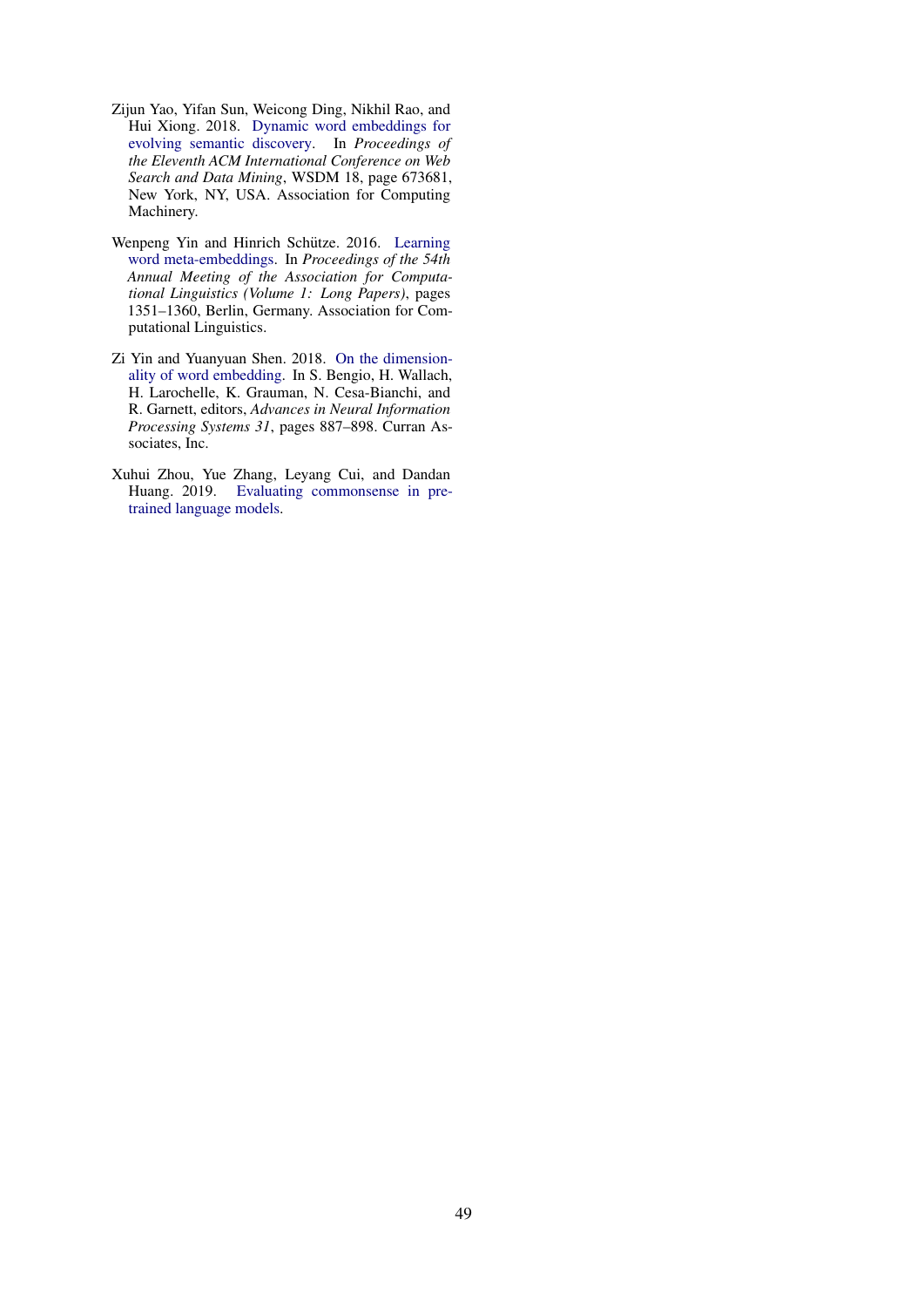Zijun Yao, Yifan Sun, Weicong Ding, Nikhil Rao, and Hui Xiong. 2018. Dynamic word embeddings for evolving semantic discovery. In *Proceedings of the Eleventh ACM International Conference on Web Search and Data Mining*, WSDM 18, page 673681, New York, NY, USA. Association for Computing Machinery.

Wenpeng Yin and Hinrich Schütze. 2016. Learning word meta-embeddings. In *Proceedings of the 54th Annual Meeting of the Association for Computational Linguistics (Volume 1: Long Papers)*, pages 1351–1360, Berlin, Germany. Association for Computational Linguistics.

Zi Yin and Yuanyuan Shen. 2018. On the dimensionality of word embedding. In S. Bengio, H. Wallach, H. Larochelle, K. Grauman, N. Cesa-Bianchi, and R. Garnett, editors, *Advances in Neural Information Processing Systems 31*, pages 887–898. Curran Associates, Inc.

Xuhui Zhou, Yue Zhang, Leyang Cui, and Dandan Huang. 2019. Evaluating commonsense in pre-trained language models.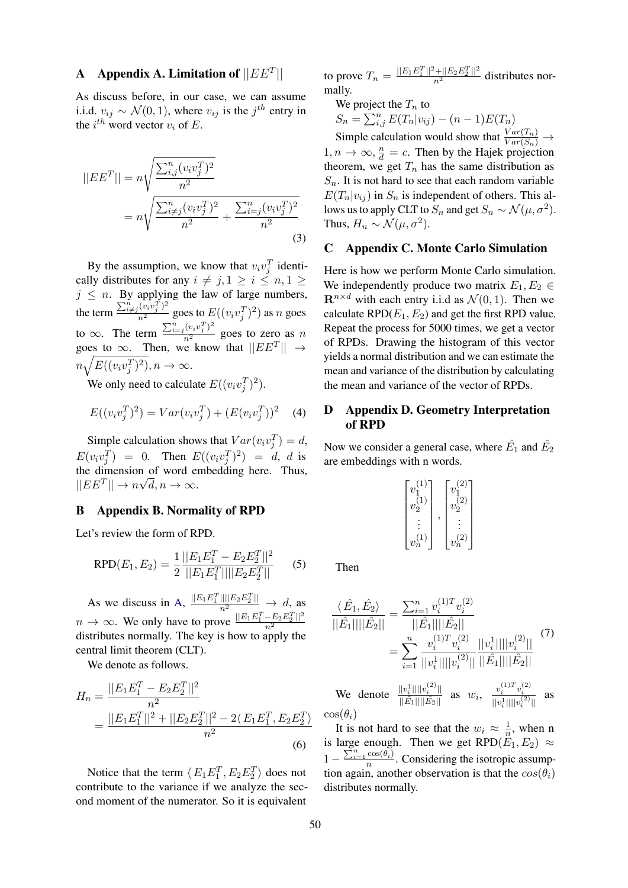## A Appendix A. Limitation of $||EE^T||$

As discuss before, in our case, we can assume i.i.d. $v_{ij} \sim \mathcal{N}(0,1)$, where $v_{ij}$ is the $j^{th}$ entry in the $i^{th}$ word vector $v_i$ of $E$.

$$
\begin{aligned}
||EE^T|| &= n\sqrt{\frac{\sum_{i,j}^{n}(v_i v_j^T)^2}{n^2}} \\
&= n\sqrt{\frac{\sum_{i\neq j}^{n}(v_i v_j^T)^2}{n^2} + \frac{\sum_{i=j}^{n}(v_i v_j^T)^2}{n^2}}
\end{aligned} \tag{3}
$$

By the assumption, we know that $v_i v_j^T$ identically distributes for any $i \neq j, 1 \geq i \leq n, 1 \geq j \leq n$. By applying the law of large numbers, the term $\frac{\sum_{i\neq j}^{n}(v_i v_j^T)^2}{n^2}$ goes to $E((v_i v_j^T)^2)$ as $n$ goes to $\infty$. The term $\frac{\sum_{i=j}^{n}(v_i v_j^T)^2}{n^2}$ goes to zero as $n$ goes to $\infty$. Then, we know that $||EE^T|| \rightarrow n\sqrt{E((v_i v_j^T)^2)}, n \rightarrow \infty$.

We only need to calculate $E((v_i v_j^T)^2)$.

$$
E((v_i v_j^T)^2) = Var(v_i v_j^T) + (E(v_i v_j^T))^2 \tag{4}
$$

Simple calculation shows that $Var(v_i v_j^T) = d$, $E(v_i v_j^T) = 0$. Then $E((v_i v_j^T)^2) = d$, $d$ is the dimension of word embedding here. Thus, $||EE^T|| \rightarrow n\sqrt{d}, n \rightarrow \infty$.

## B Appendix B. Normality of RPD

Let's review the form of RPD.

$$
\text{RPD}(E_1, E_2) = \frac{1}{2}\frac{||E_1E_1^T - E_2E_2^T||^2}{||E_1E_1^T||||E_2E_2^T||} \tag{5}
$$

As we discuss in A, $\frac{||E_1E_1^T||||E_2E_2^T||}{n^2} \rightarrow d$, as $n \rightarrow \infty$. We only have to prove $\frac{||E_1E_1^T - E_2E_2^T||^2}{n^2}$ distributes normally. The key is how to apply the central limit theorem (CLT).

We denote as follows.

$$
\begin{aligned}
H_n &= \frac{||E_1E_1^T - E_2E_2^T||^2}{n^2} \\
&= \frac{||E_1E_1^T||^2 + ||E_2E_2^T||^2 - 2\langle E_1E_1^T, E_2E_2^T\rangle}{n^2}
\end{aligned} \tag{6}
$$

Notice that the term $\langle E_1E_1^T, E_2E_2^T\rangle$ does not contribute to the variance if we analyze the second moment of the numerator. So it is equivalent to prove $T_n = \frac{||E_1E_1^T||^2 + ||E_2E_2^T||^2}{n^2}$ distributes normally.

We project the $T_n$ to

$S_n = \sum_{i,j}^{n} E(T_n|v_{ij}) - (n-1)E(T_n)$

Simple calculation would show that $\frac{Var(T_n)}{Var(S_n)} \rightarrow 1, n \rightarrow \infty, \frac{n}{d} = c$. Then by the Hajek projection theorem, we get $T_n$ has the same distribution as $S_n$. It is not hard to see that each random variable $E(T_n|v_{ij})$ in $S_n$ is independent of others. This allows us to apply CLT to $S_n$ and get $S_n \sim \mathcal{N}(\mu, \sigma^2)$. Thus, $H_n \sim \mathcal{N}(\mu, \sigma^2)$.

## C Appendix C. Monte Carlo Simulation

Here is how we perform Monte Carlo simulation. We independently produce two matrix $E_1, E_2 \in \mathbf{R}^{n\times d}$ with each entry i.i.d as $\mathcal{N}(0,1)$. Then we calculate RPD($E_1, E_2$) and get the first RPD value. Repeat the process for 5000 times, we get a vector of RPDs. Drawing the histogram of this vector yields a normal distribution and we can estimate the mean and variance of the distribution by calculating the mean and variance of the vector of RPDs.

## D Appendix D. Geometry Interpretation of RPD

Now we consider a general case, where $\hat{E}_1$ and $\hat{E}_2$ are embeddings with n words.

$$
\begin{bmatrix} v_1^{(1)} \\ v_2^{(1)} \\ \vdots \\ v_n^{(1)} \end{bmatrix}, \begin{bmatrix} v_1^{(2)} \\ v_2^{(2)} \\ \vdots \\ v_n^{(2)} \end{bmatrix}
$$

Then

$$
\begin{aligned}
\frac{\langle \hat{E}_1, \hat{E}_2\rangle}{||\hat{E}_1||||\hat{E}_2||} &= \frac{\sum_{i=1}^{n} v_i^{(1)T} v_i^{(2)}}{||\hat{E}_1||||\hat{E}_2||} \\
&= \sum_{i=1}^{n} \frac{v_i^{(1)T} v_i^{(2)}}{||v_i^1||||v_i^{(2)}||} \frac{||v_i^1||||v_i^{(2)}||}{||\hat{E}_1||||\hat{E}_2||}
\end{aligned} \tag{7}
$$

We denote $\frac{||v_i^1||||v_i^{(2)}||}{||\hat{E}_1||||\hat{E}_2||}$ as $w_i$, $\frac{v_i^{(1)T} v_i^{(2)}}{||v_i^1||||v_i^{(2)}||}$ as $\cos(\theta_i)$

It is not hard to see that the $w_i \approx \frac{1}{n}$, when n is large enough. Then we get RPD($\hat{E}_1, E_2$) $\approx 1 - \frac{\sum_{i=1}^{n}\cos(\theta_i)}{n}$. Considering the isotropic assumption again, another observation is that the $cos(\theta_i)$ distributes normally.